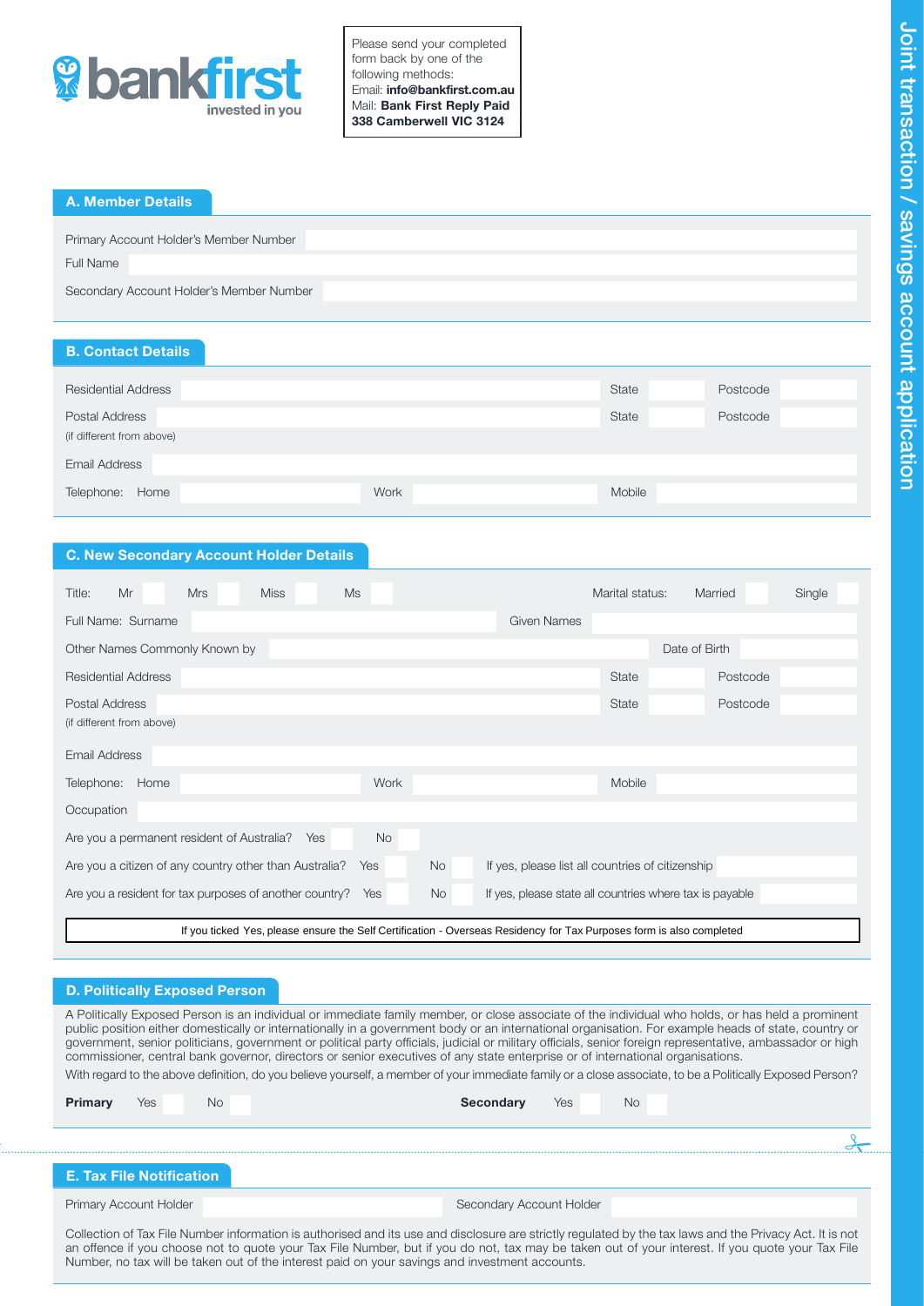bankfirst
invested in you

Please send your completed form back by one of the following methods:
Email: **info@bankfirst.com.au**
Mail: **Bank First Reply Paid 338 Camberwell VIC 3124**

# Joint transaction / savings account application

## A. Member Details

Primary Account Holder's Member Number

Full Name

Secondary Account Holder's Member Number

## B. Contact Details

Residential Address | State | Postcode

Postal Address (if different from above) | State | Postcode

Email Address

Telephone: Home | Work | Mobile

## C. New Secondary Account Holder Details

Title: Mr | Mrs | Miss | Ms — Marital status: Married | Single

Full Name: Surname | Given Names

Other Names Commonly Known by | Date of Birth

Residential Address | State | Postcode

Postal Address (if different from above) | State | Postcode

Email Address

Telephone: Home | Work | Mobile

Occupation

Are you a permanent resident of Australia? Yes | No

Are you a citizen of any country other than Australia? Yes | No — If yes, please list all countries of citizenship

Are you a resident for tax purposes of another country? Yes | No — If yes, please state all countries where tax is payable

If you ticked Yes, please ensure the Self Certification - Overseas Residency for Tax Purposes form is also completed

## D. Politically Exposed Person

A Politically Exposed Person is an individual or immediate family member, or close associate of the individual who holds, or has held a prominent public position either domestically or internationally in a government body or an international organisation. For example heads of state, country or government, senior politicians, government or political party officials, judicial or military officials, senior foreign representative, ambassador or high commissioner, central bank governor, directors or senior executives of any state enterprise or of international organisations.

With regard to the above definition, do you believe yourself, a member of your immediate family or a close associate, to be a Politically Exposed Person?

**Primary** Yes | No — **Secondary** Yes | No

## E. Tax File Notification

Primary Account Holder | Secondary Account Holder

Collection of Tax File Number information is authorised and its use and disclosure are strictly regulated by the tax laws and the Privacy Act. It is not an offence if you choose not to quote your Tax File Number, but if you do not, tax may be taken out of your interest. If you quote your Tax File Number, no tax will be taken out of the interest paid on your savings and investment accounts.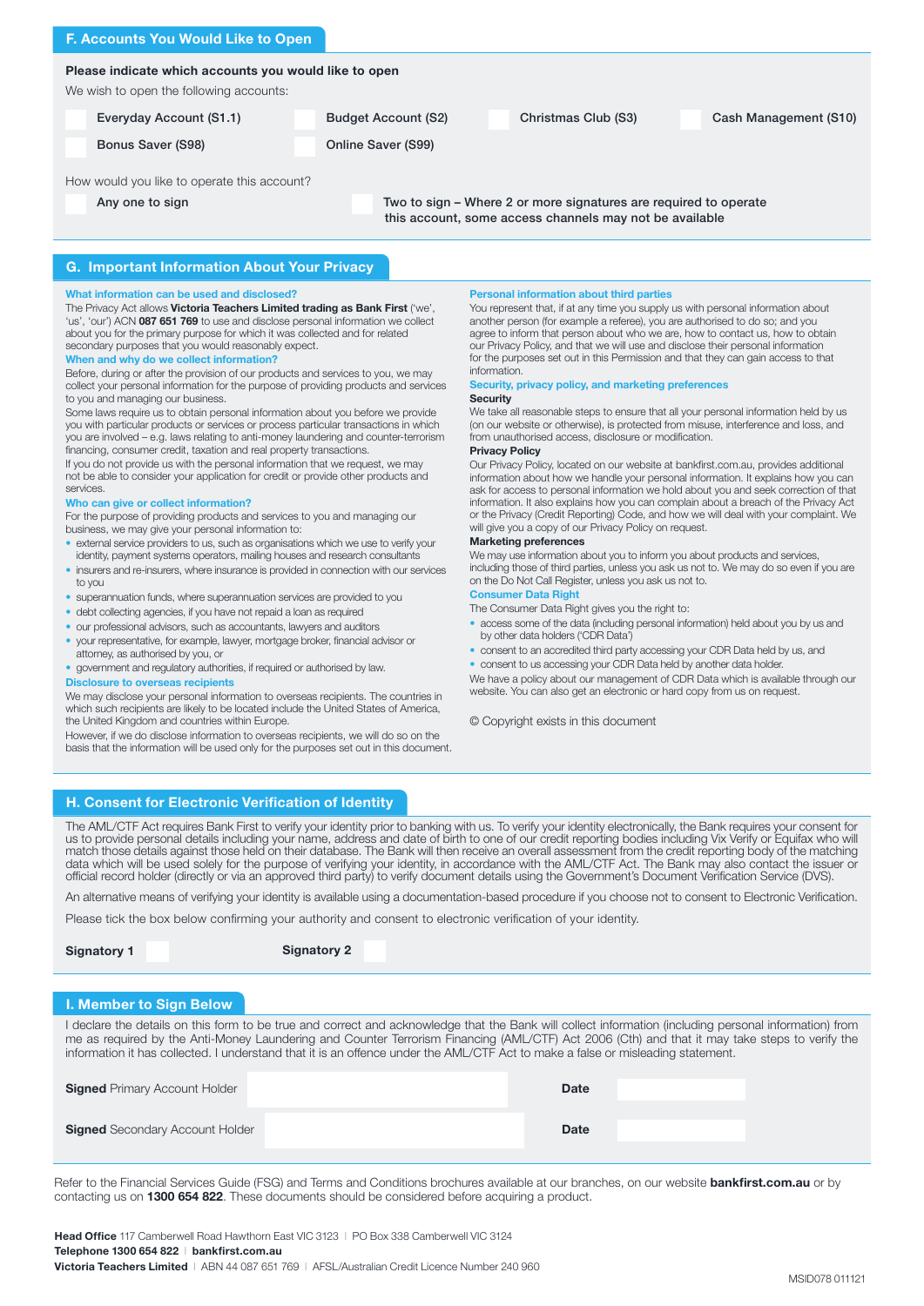## F. Accounts You Would Like to Open

**Please indicate which accounts you would like to open**

We wish to open the following accounts:

- Everyday Account (S1.1)
- Budget Account (S2)
- Christmas Club (S3)
- Cash Management (S10)
- Bonus Saver (S98)
- Online Saver (S99)

How would you like to operate this account?

- Any one to sign
- Two to sign – Where 2 or more signatures are required to operate this account, some access channels may not be available

## G. Important Information About Your Privacy

**What information can be used and disclosed?**

The Privacy Act allows **Victoria Teachers Limited trading as Bank First** ('we', 'us', 'our') ACN **087 651 769** to use and disclose personal information we collect about you for the primary purpose for which it was collected and for related secondary purposes that you would reasonably expect.

**When and why do we collect information?**

Before, during or after the provision of our products and services to you, we may collect your personal information for the purpose of providing products and services to you and managing our business.

Some laws require us to obtain personal information about you before we provide you with particular products or services or process particular transactions in which you are involved – e.g. laws relating to anti-money laundering and counter-terrorism financing, consumer credit, taxation and real property transactions.

If you do not provide us with the personal information that we request, we may not be able to consider your application for credit or provide other products and services.

**Who can give or collect information?**

For the purpose of providing products and services to you and managing our business, we may give your personal information to:

- external service providers to us, such as organisations which we use to verify your identity, payment systems operators, mailing houses and research consultants
- insurers and re-insurers, where insurance is provided in connection with our services to you
- superannuation funds, where superannuation services are provided to you
- debt collecting agencies, if you have not repaid a loan as required
- our professional advisors, such as accountants, lawyers and auditors
- your representative, for example, lawyer, mortgage broker, financial advisor or attorney, as authorised by you, or
- government and regulatory authorities, if required or authorised by law.

**Disclosure to overseas recipients**

We may disclose your personal information to overseas recipients. The countries in which such recipients are likely to be located include the United States of America, the United Kingdom and countries within Europe.

However, if we do disclose information to overseas recipients, we will do so on the basis that the information will be used only for the purposes set out in this document.

**Personal information about third parties**

You represent that, if at any time you supply us with personal information about another person (for example a referee), you are authorised to do so; and you agree to inform that person about who we are, how to contact us, how to obtain our Privacy Policy, and that we will use and disclose their personal information for the purposes set out in this Permission and that they can gain access to that information.

**Security, privacy policy, and marketing preferences**

**Security**

We take all reasonable steps to ensure that all your personal information held by us (on our website or otherwise), is protected from misuse, interference and loss, and from unauthorised access, disclosure or modification.

**Privacy Policy**

Our Privacy Policy, located on our website at bankfirst.com.au, provides additional information about how we handle your personal information. It explains how you can ask for access to personal information we hold about you and seek correction of that information. It also explains how you can complain about a breach of the Privacy Act or the Privacy (Credit Reporting) Code, and how we will deal with your complaint. We will give you a copy of our Privacy Policy on request.

**Marketing preferences**

We may use information about you to inform you about products and services, including those of third parties, unless you ask us not to. We may do so even if you are on the Do Not Call Register, unless you ask us not to.

**Consumer Data Right**

The Consumer Data Right gives you the right to:

- access some of the data (including personal information) held about you by us and by other data holders ('CDR Data')
- consent to an accredited third party accessing your CDR Data held by us, and
- consent to us accessing your CDR Data held by another data holder.

We have a policy about our management of CDR Data which is available through our website. You can also get an electronic or hard copy from us on request.

© Copyright exists in this document

## H. Consent for Electronic Verification of Identity

The AML/CTF Act requires Bank First to verify your identity prior to banking with us. To verify your identity electronically, the Bank requires your consent for us to provide personal details including your name, address and date of birth to one of our credit reporting bodies including Vix Verify or Equifax who will match those details against those held on their database. The Bank will then receive an overall assessment from the credit reporting body of the matching data which will be used solely for the purpose of verifying your identity, in accordance with the AML/CTF Act. The Bank may also contact the issuer or official record holder (directly or via an approved third party) to verify document details using the Government's Document Verification Service (DVS).

An alternative means of verifying your identity is available using a documentation-based procedure if you choose not to consent to Electronic Verification.

Please tick the box below confirming your authority and consent to electronic verification of your identity.

**Signatory 1** ☐ **Signatory 2** ☐

## I. Member to Sign Below

I declare the details on this form to be true and correct and acknowledge that the Bank will collect information (including personal information) from me as required by the Anti-Money Laundering and Counter Terrorism Financing (AML/CTF) Act 2006 (Cth) and that it may take steps to verify the information it has collected. I understand that it is an offence under the AML/CTF Act to make a false or misleading statement.

**Signed** Primary Account Holder ____________ **Date** ____________

**Signed** Secondary Account Holder ____________ **Date** ____________

Refer to the Financial Services Guide (FSG) and Terms and Conditions brochures available at our branches, on our website **bankfirst.com.au** or by contacting us on **1300 654 822**. These documents should be considered before acquiring a product.

**Head Office** 117 Camberwell Road Hawthorn East VIC 3123 | PO Box 338 Camberwell VIC 3124
**Telephone 1300 654 822** | **bankfirst.com.au**
**Victoria Teachers Limited** | ABN 44 087 651 769 | AFSL/Australian Credit Licence Number 240 960

MSID078 011121